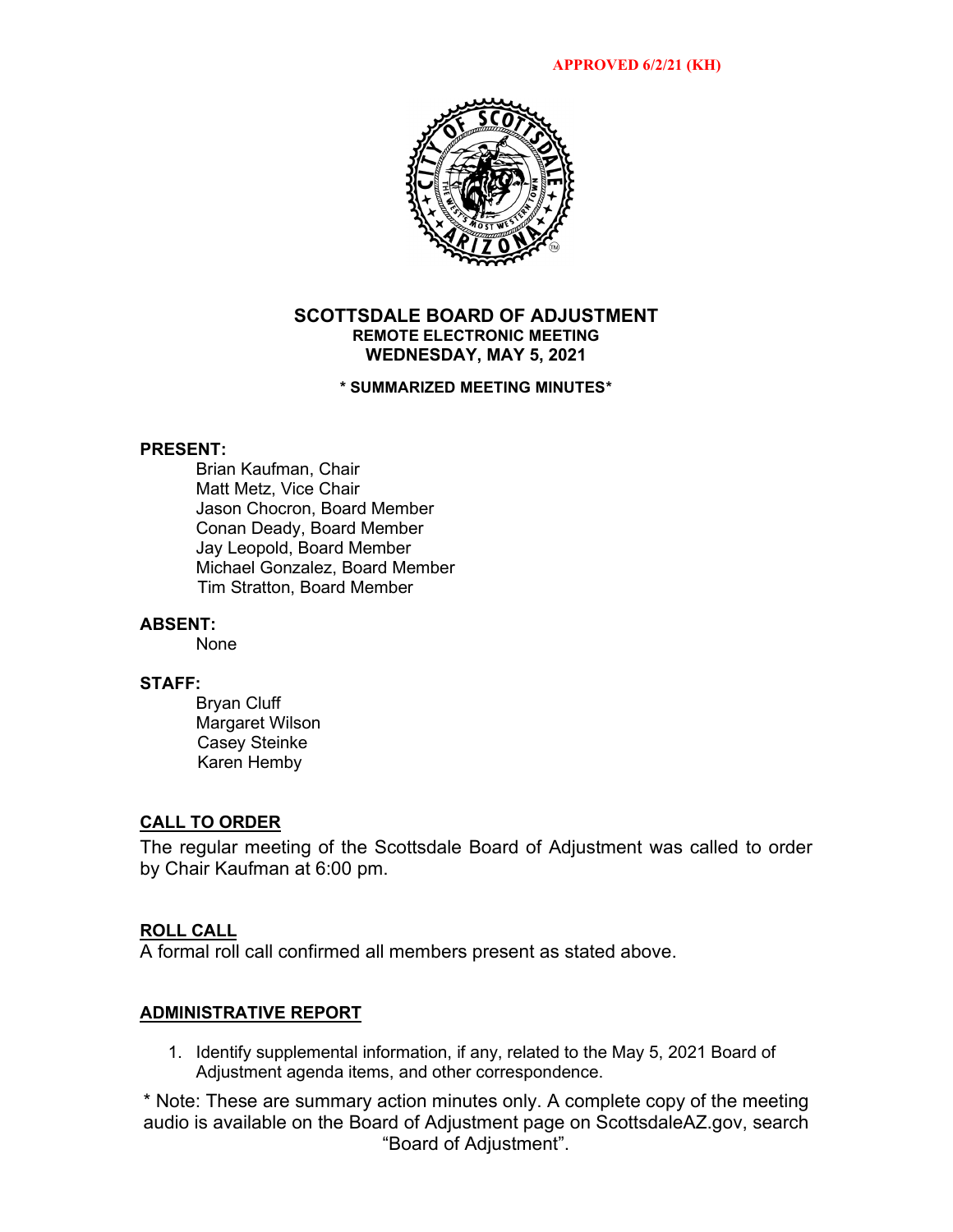APPROVED 6/2/21 (KH)

# SCOTTSDALE BOARD OF ADJUSTMENT
## REMOTE ELECTRONIC MEETING
## WEDNESDAY, MAY 5, 2021

**\* SUMMARIZED MEETING MINUTES\***

**PRESENT:**

Brian Kaufman, Chair
Matt Metz, Vice Chair
Jason Chocron, Board Member
Conan Deady, Board Member
Jay Leopold, Board Member
Michael Gonzalez, Board Member
Tim Stratton, Board Member

**ABSENT:**

None

**STAFF:**

Bryan Cluff
Margaret Wilson
Casey Steinke
Karen Hemby

## CALL TO ORDER

The regular meeting of the Scottsdale Board of Adjustment was called to order by Chair Kaufman at 6:00 pm.

## ROLL CALL

A formal roll call confirmed all members present as stated above.

## ADMINISTRATIVE REPORT

1. Identify supplemental information, if any, related to the May 5, 2021 Board of Adjustment agenda items, and other correspondence.

\* Note: These are summary action minutes only. A complete copy of the meeting audio is available on the Board of Adjustment page on ScottsdaleAZ.gov, search "Board of Adjustment".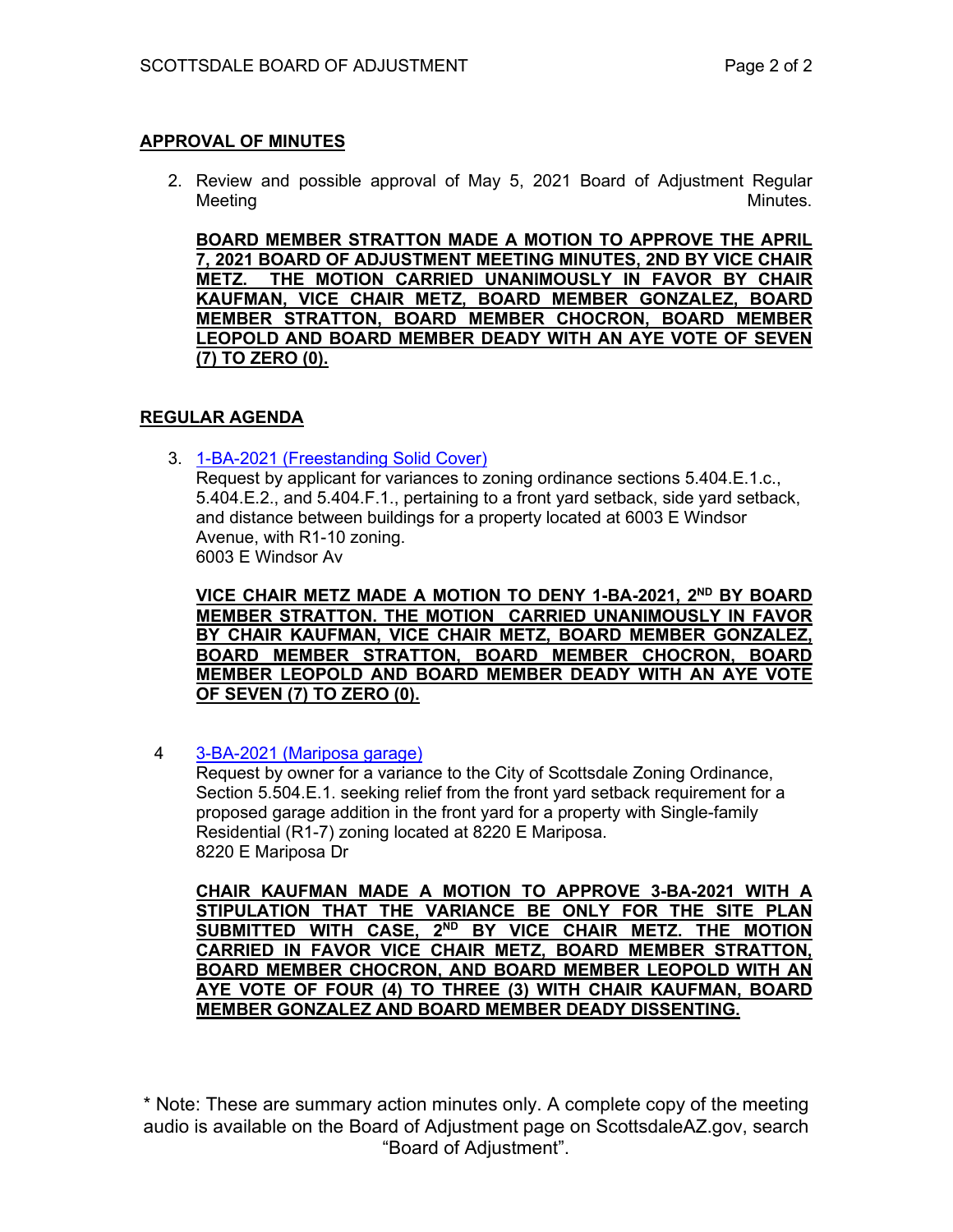## APPROVAL OF MINUTES

2. Review and possible approval of May 5, 2021 Board of Adjustment Regular Meeting Minutes.

**BOARD MEMBER STRATTON MADE A MOTION TO APPROVE THE APRIL 7, 2021 BOARD OF ADJUSTMENT MEETING MINUTES, 2ND BY VICE CHAIR METZ. THE MOTION CARRIED UNANIMOUSLY IN FAVOR BY CHAIR KAUFMAN, VICE CHAIR METZ, BOARD MEMBER GONZALEZ, BOARD MEMBER STRATTON, BOARD MEMBER CHOCRON, BOARD MEMBER LEOPOLD AND BOARD MEMBER DEADY WITH AN AYE VOTE OF SEVEN (7) TO ZERO (0).**

## REGULAR AGENDA

3. [1-BA-2021 (Freestanding Solid Cover)]
   Request by applicant for variances to zoning ordinance sections 5.404.E.1.c., 5.404.E.2., and 5.404.F.1., pertaining to a front yard setback, side yard setback, and distance between buildings for a property located at 6003 E Windsor Avenue, with R1-10 zoning.
   6003 E Windsor Av

   **VICE CHAIR METZ MADE A MOTION TO DENY 1-BA-2021, 2ND BY BOARD MEMBER STRATTON. THE MOTION CARRIED UNANIMOUSLY IN FAVOR BY CHAIR KAUFMAN, VICE CHAIR METZ, BOARD MEMBER GONZALEZ, BOARD MEMBER STRATTON, BOARD MEMBER CHOCRON, BOARD MEMBER LEOPOLD AND BOARD MEMBER DEADY WITH AN AYE VOTE OF SEVEN (7) TO ZERO (0).**

4. [3-BA-2021 (Mariposa garage)]
   Request by owner for a variance to the City of Scottsdale Zoning Ordinance, Section 5.504.E.1. seeking relief from the front yard setback requirement for a proposed garage addition in the front yard for a property with Single-family Residential (R1-7) zoning located at 8220 E Mariposa.
   8220 E Mariposa Dr

   **CHAIR KAUFMAN MADE A MOTION TO APPROVE 3-BA-2021 WITH A STIPULATION THAT THE VARIANCE BE ONLY FOR THE SITE PLAN SUBMITTED WITH CASE, 2ND BY VICE CHAIR METZ. THE MOTION CARRIED IN FAVOR VICE CHAIR METZ, BOARD MEMBER STRATTON, BOARD MEMBER CHOCRON, AND BOARD MEMBER LEOPOLD WITH AN AYE VOTE OF FOUR (4) TO THREE (3) WITH CHAIR KAUFMAN, BOARD MEMBER GONZALEZ AND BOARD MEMBER DEADY DISSENTING.**

\* Note: These are summary action minutes only. A complete copy of the meeting audio is available on the Board of Adjustment page on ScottsdaleAZ.gov, search "Board of Adjustment".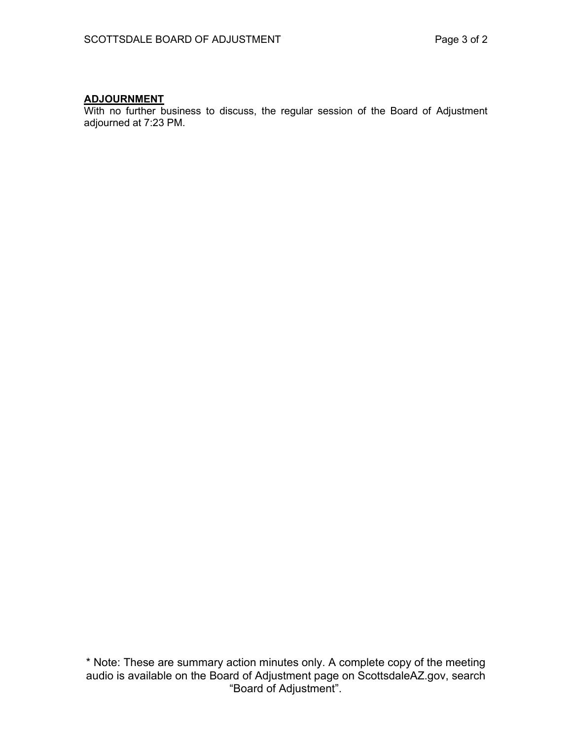**ADJOURNMENT**

With no further business to discuss, the regular session of the Board of Adjustment adjourned at 7:23 PM.

* Note: These are summary action minutes only. A complete copy of the meeting audio is available on the Board of Adjustment page on ScottsdaleAZ.gov, search "Board of Adjustment".